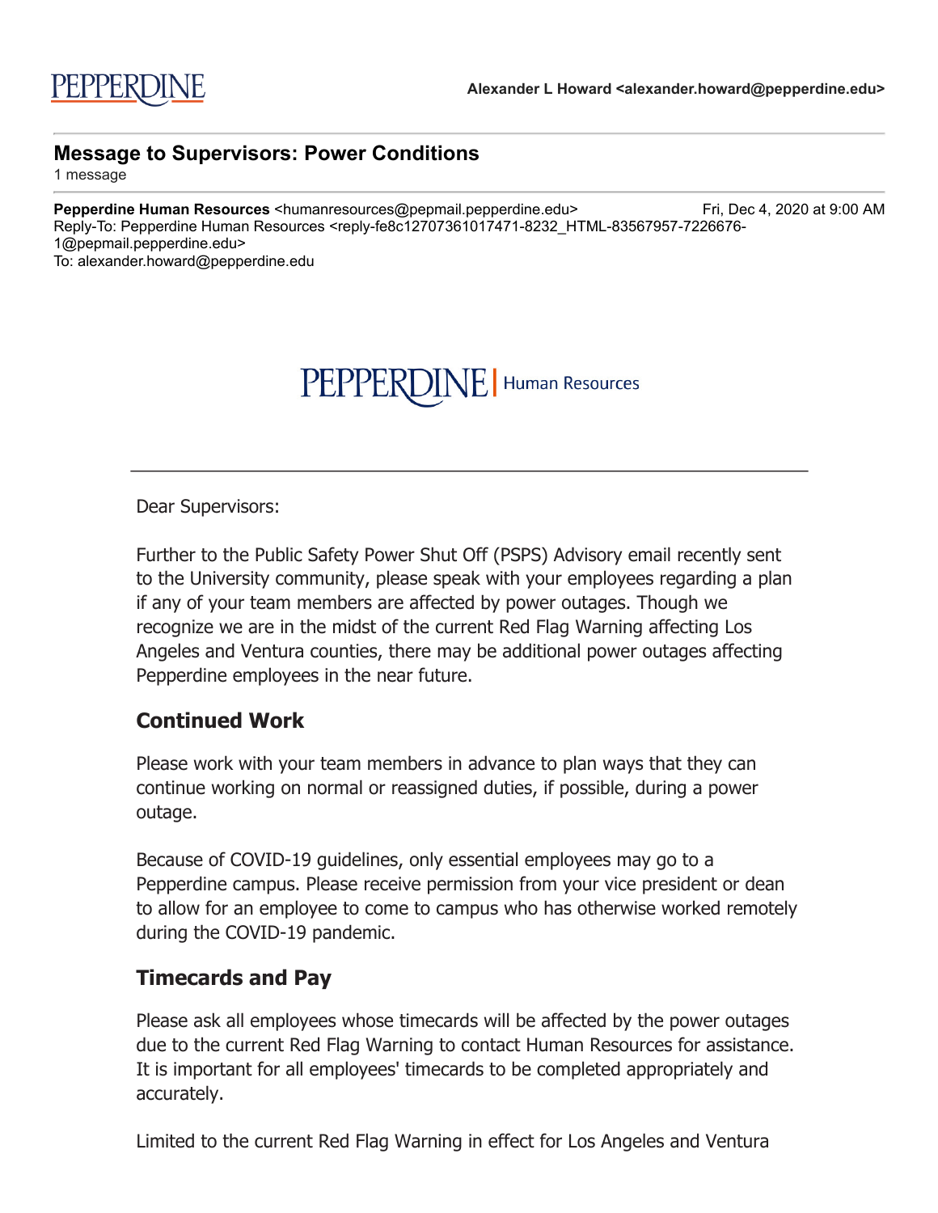PEPPERDINE

**Alexander L Howard <alexander.howard@pepperdine.edu>**

## Message to Supervisors: Power Conditions

1 message

**Pepperdine Human Resources** <humanresources@pepmail.pepperdine.edu> Fri, Dec 4, 2020 at 9:00 AM
Reply-To: Pepperdine Human Resources <reply-fe8c12707361017471-8232_HTML-83567957-7226676-1@pepmail.pepperdine.edu>
To: alexander.howard@pepperdine.edu

PEPPERDINE | Human Resources

---

Dear Supervisors:

Further to the Public Safety Power Shut Off (PSPS) Advisory email recently sent to the University community, please speak with your employees regarding a plan if any of your team members are affected by power outages. Though we recognize we are in the midst of the current Red Flag Warning affecting Los Angeles and Ventura counties, there may be additional power outages affecting Pepperdine employees in the near future.

### Continued Work

Please work with your team members in advance to plan ways that they can continue working on normal or reassigned duties, if possible, during a power outage.

Because of COVID-19 guidelines, only essential employees may go to a Pepperdine campus. Please receive permission from your vice president or dean to allow for an employee to come to campus who has otherwise worked remotely during the COVID-19 pandemic.

### Timecards and Pay

Please ask all employees whose timecards will be affected by the power outages due to the current Red Flag Warning to contact Human Resources for assistance. It is important for all employees' timecards to be completed appropriately and accurately.

Limited to the current Red Flag Warning in effect for Los Angeles and Ventura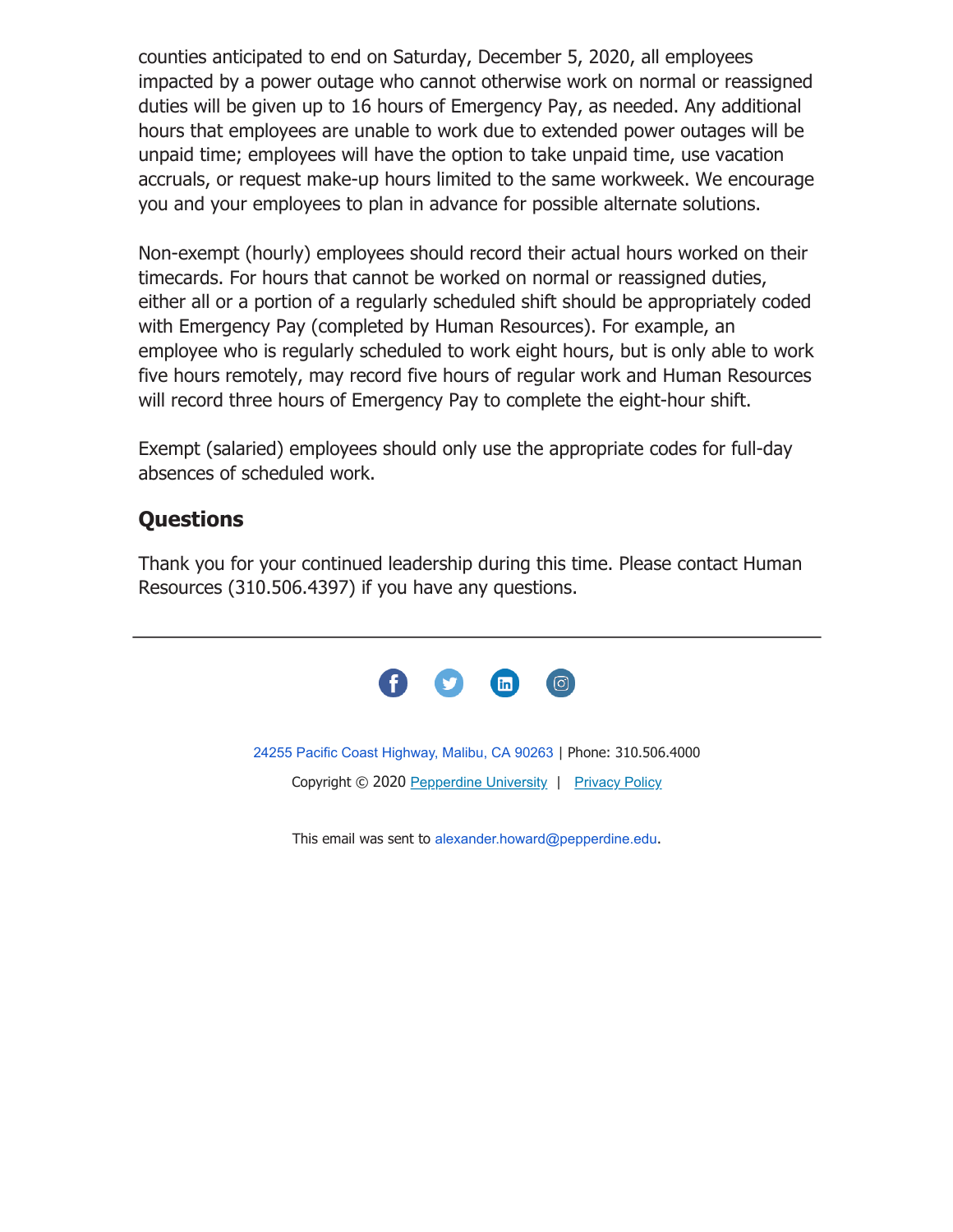counties anticipated to end on Saturday, December 5, 2020, all employees impacted by a power outage who cannot otherwise work on normal or reassigned duties will be given up to 16 hours of Emergency Pay, as needed. Any additional hours that employees are unable to work due to extended power outages will be unpaid time; employees will have the option to take unpaid time, use vacation accruals, or request make-up hours limited to the same workweek. We encourage you and your employees to plan in advance for possible alternate solutions.

Non-exempt (hourly) employees should record their actual hours worked on their timecards. For hours that cannot be worked on normal or reassigned duties, either all or a portion of a regularly scheduled shift should be appropriately coded with Emergency Pay (completed by Human Resources). For example, an employee who is regularly scheduled to work eight hours, but is only able to work five hours remotely, may record five hours of regular work and Human Resources will record three hours of Emergency Pay to complete the eight-hour shift.

Exempt (salaried) employees should only use the appropriate codes for full-day absences of scheduled work.

## Questions

Thank you for your continued leadership during this time. Please contact Human Resources (310.506.4397) if you have any questions.

---

24255 Pacific Coast Highway, Malibu, CA 90263 | Phone: 310.506.4000

Copyright © 2020 Pepperdine University | Privacy Policy

This email was sent to alexander.howard@pepperdine.edu.